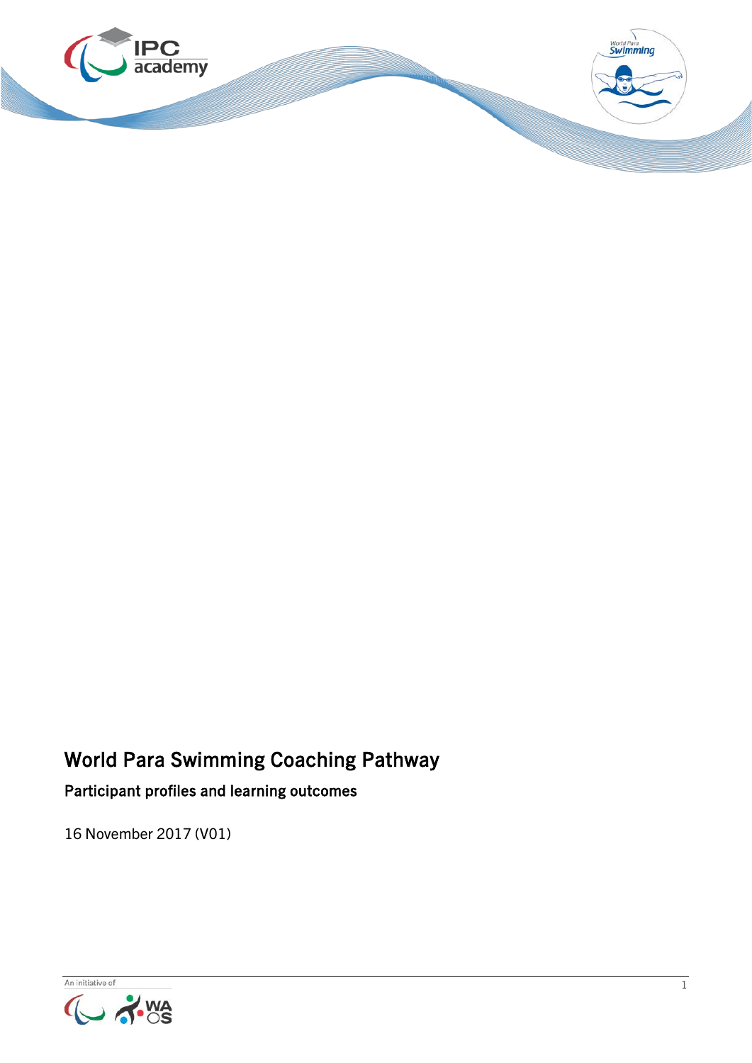# World Para Swimming Coaching Pathway

## Participant profiles and learning outcomes

16 November 2017 (V01)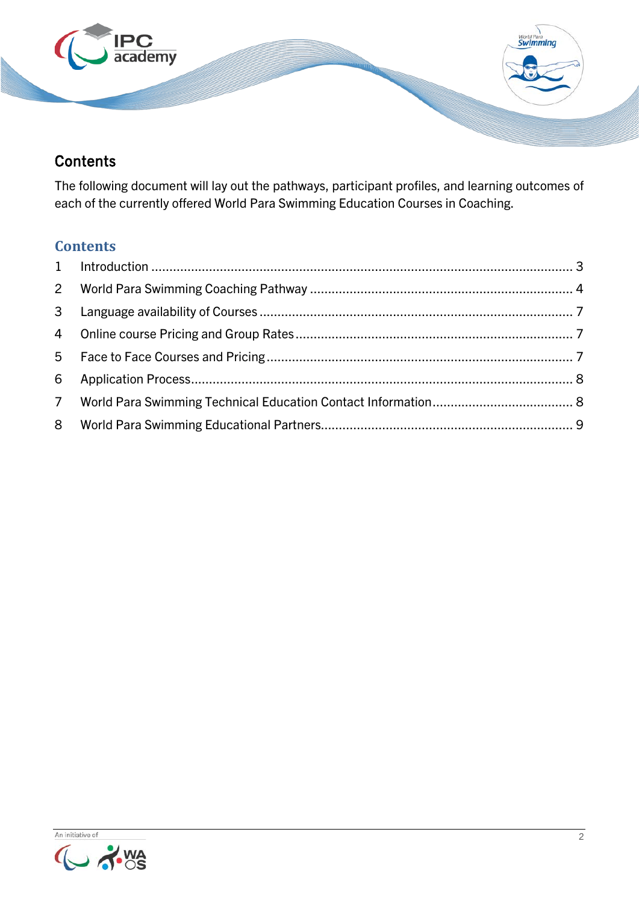## Contents

The following document will lay out the pathways, participant profiles, and learning outcomes of each of the currently offered World Para Swimming Education Courses in Coaching.

## Contents

1 Introduction .......... 3
2 World Para Swimming Coaching Pathway .......... 4
3 Language availability of Courses .......... 7
4 Online course Pricing and Group Rates .......... 7
5 Face to Face Courses and Pricing .......... 7
6 Application Process .......... 8
7 World Para Swimming Technical Education Contact Information .......... 8
8 World Para Swimming Educational Partners .......... 9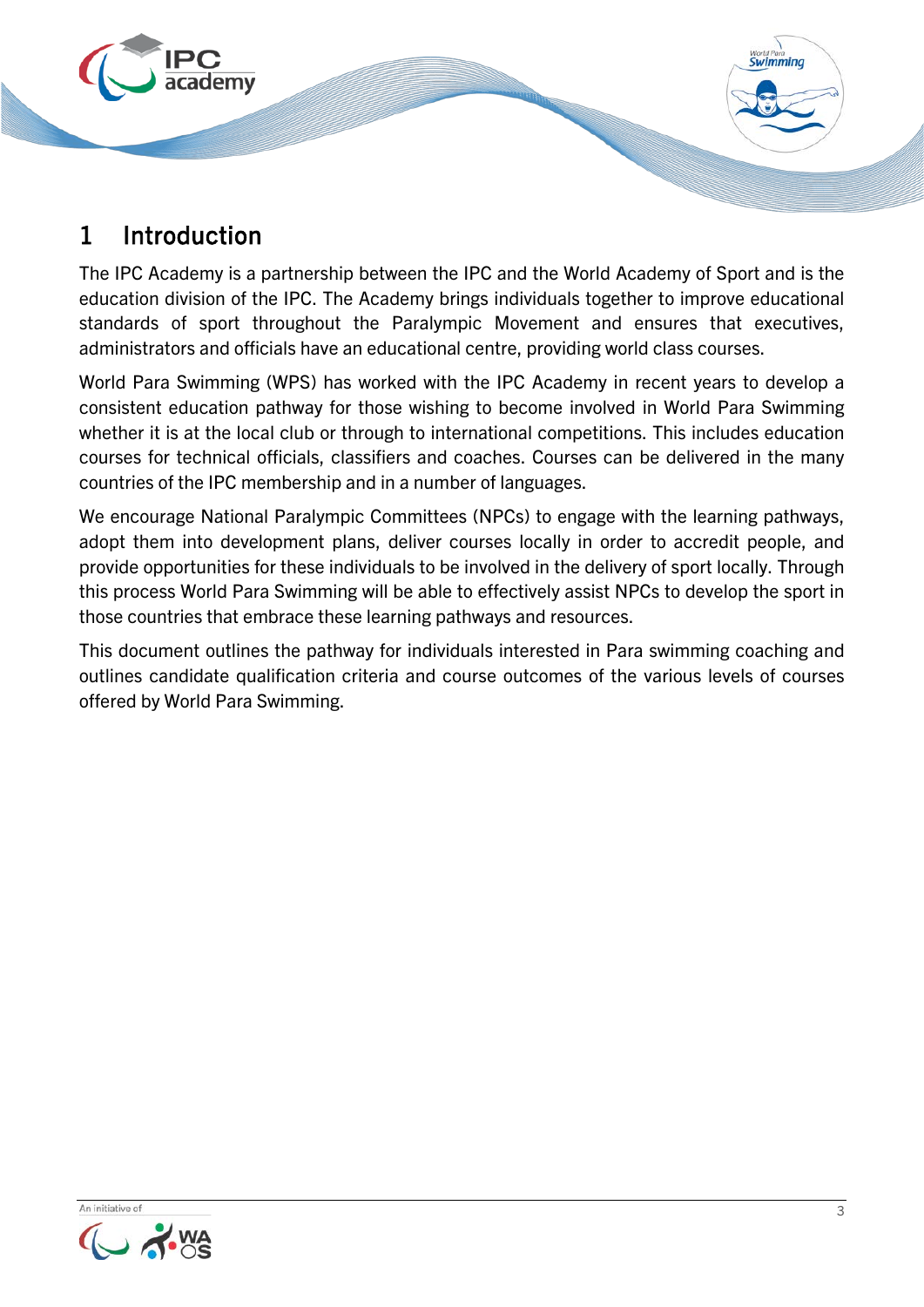# 1 Introduction

The IPC Academy is a partnership between the IPC and the World Academy of Sport and is the education division of the IPC. The Academy brings individuals together to improve educational standards of sport throughout the Paralympic Movement and ensures that executives, administrators and officials have an educational centre, providing world class courses.

World Para Swimming (WPS) has worked with the IPC Academy in recent years to develop a consistent education pathway for those wishing to become involved in World Para Swimming whether it is at the local club or through to international competitions. This includes education courses for technical officials, classifiers and coaches. Courses can be delivered in the many countries of the IPC membership and in a number of languages.

We encourage National Paralympic Committees (NPCs) to engage with the learning pathways, adopt them into development plans, deliver courses locally in order to accredit people, and provide opportunities for these individuals to be involved in the delivery of sport locally. Through this process World Para Swimming will be able to effectively assist NPCs to develop the sport in those countries that embrace these learning pathways and resources.

This document outlines the pathway for individuals interested in Para swimming coaching and outlines candidate qualification criteria and course outcomes of the various levels of courses offered by World Para Swimming.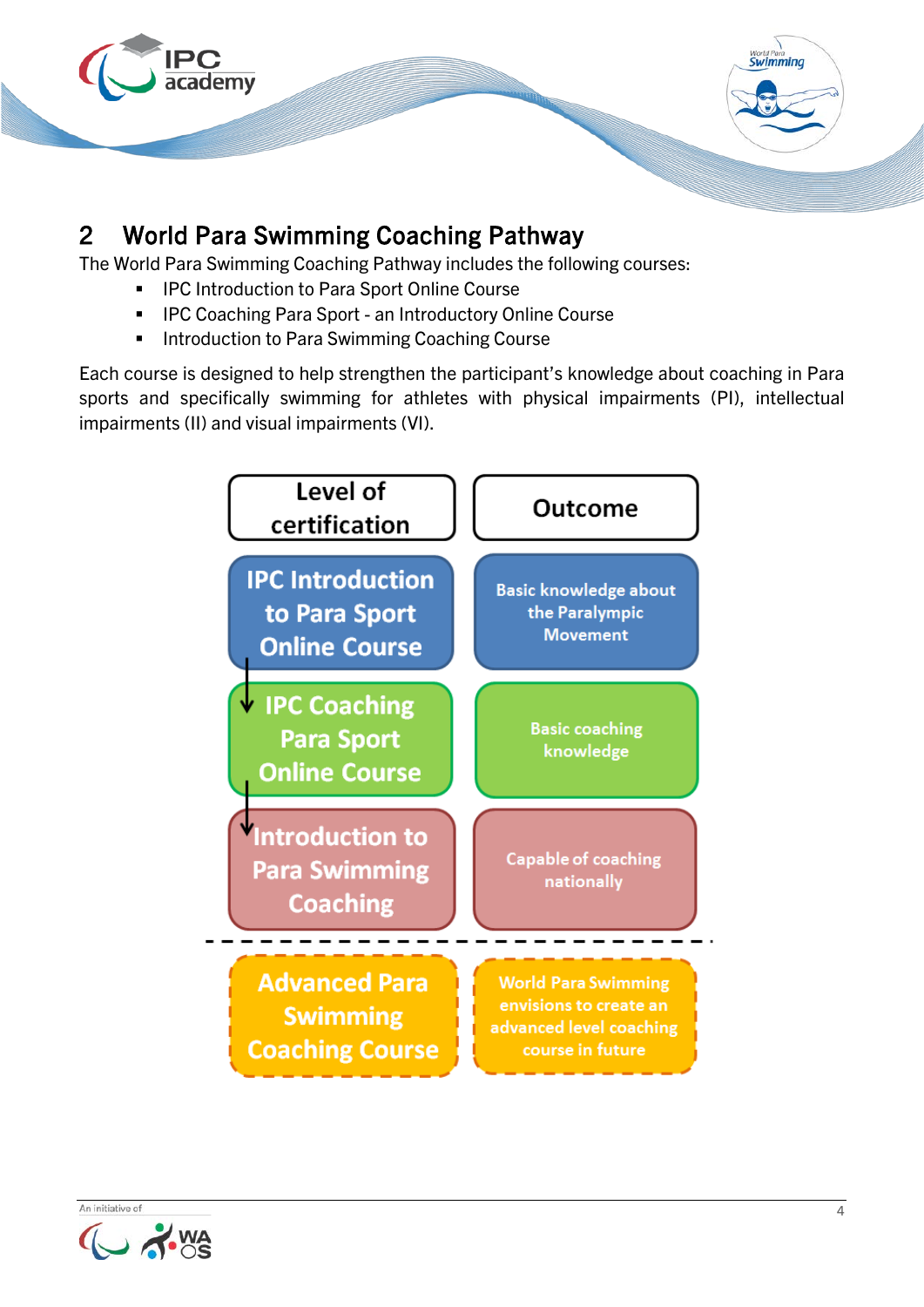## 2 World Para Swimming Coaching Pathway

The World Para Swimming Coaching Pathway includes the following courses:

- IPC Introduction to Para Sport Online Course
- IPC Coaching Para Sport - an Introductory Online Course
- Introduction to Para Swimming Coaching Course

Each course is designed to help strengthen the participant's knowledge about coaching in Para sports and specifically swimming for athletes with physical impairments (PI), intellectual impairments (II) and visual impairments (VI).

| Level of certification | Outcome |
| --- | --- |
| IPC Introduction to Para Sport Online Course | Basic knowledge about the Paralympic Movement |
| IPC Coaching Para Sport Online Course | Basic coaching knowledge |
| Introduction to Para Swimming Coaching | Capable of coaching nationally |
| Advanced Para Swimming Coaching Course | World Para Swimming envisions to create an advanced level coaching course in future |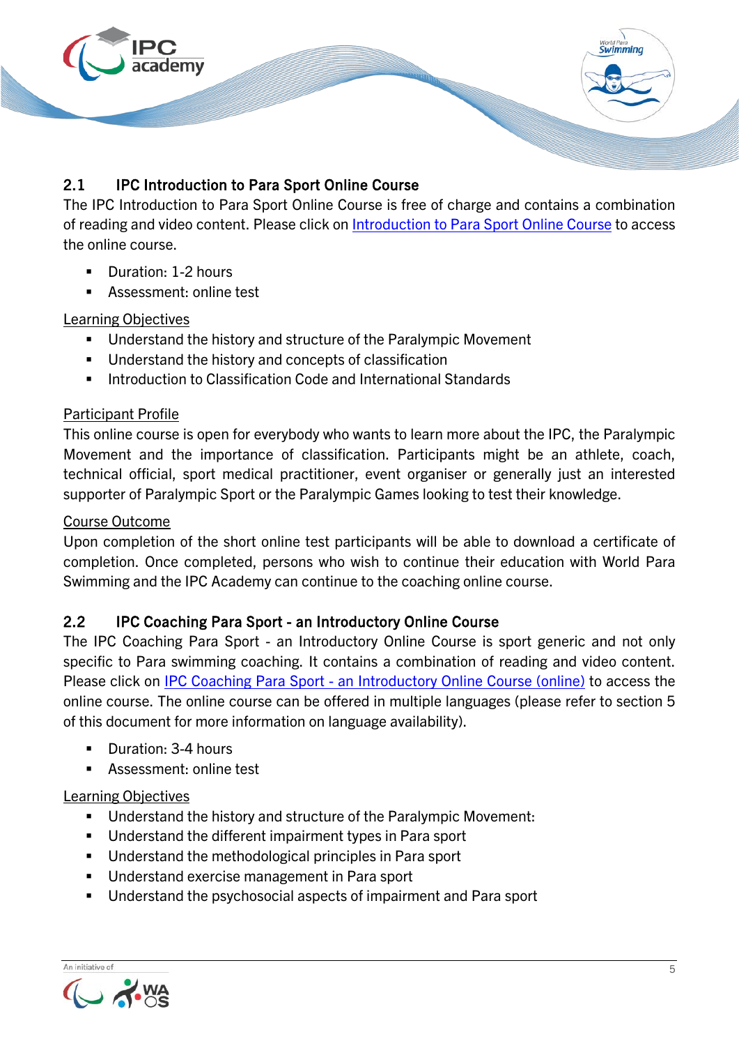## 2.1 IPC Introduction to Para Sport Online Course

The IPC Introduction to Para Sport Online Course is free of charge and contains a combination of reading and video content. Please click on Introduction to Para Sport Online Course to access the online course.

- Duration: 1-2 hours
- Assessment: online test

Learning Objectives

- Understand the history and structure of the Paralympic Movement
- Understand the history and concepts of classification
- Introduction to Classification Code and International Standards

Participant Profile

This online course is open for everybody who wants to learn more about the IPC, the Paralympic Movement and the importance of classification. Participants might be an athlete, coach, technical official, sport medical practitioner, event organiser or generally just an interested supporter of Paralympic Sport or the Paralympic Games looking to test their knowledge.

Course Outcome

Upon completion of the short online test participants will be able to download a certificate of completion. Once completed, persons who wish to continue their education with World Para Swimming and the IPC Academy can continue to the coaching online course.

## 2.2 IPC Coaching Para Sport - an Introductory Online Course

The IPC Coaching Para Sport - an Introductory Online Course is sport generic and not only specific to Para swimming coaching. It contains a combination of reading and video content. Please click on IPC Coaching Para Sport - an Introductory Online Course (online) to access the online course. The online course can be offered in multiple languages (please refer to section 5 of this document for more information on language availability).

- Duration: 3-4 hours
- Assessment: online test

Learning Objectives

- Understand the history and structure of the Paralympic Movement:
- Understand the different impairment types in Para sport
- Understand the methodological principles in Para sport
- Understand exercise management in Para sport
- Understand the psychosocial aspects of impairment and Para sport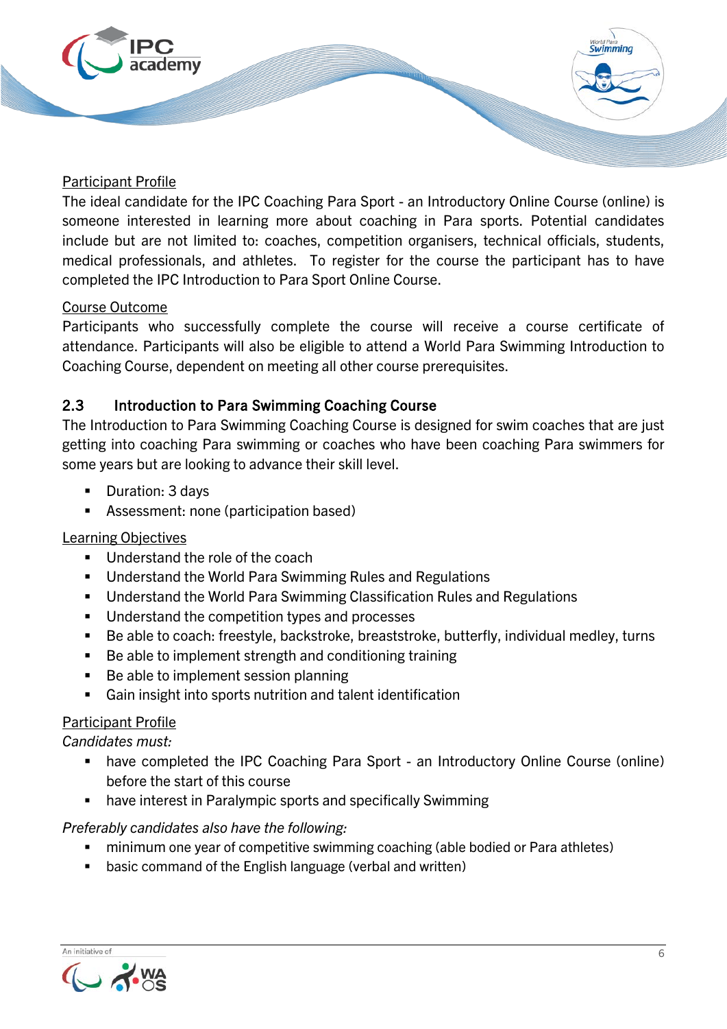Participant Profile

The ideal candidate for the IPC Coaching Para Sport - an Introductory Online Course (online) is someone interested in learning more about coaching in Para sports. Potential candidates include but are not limited to: coaches, competition organisers, technical officials, students, medical professionals, and athletes. To register for the course the participant has to have completed the IPC Introduction to Para Sport Online Course.

Course Outcome

Participants who successfully complete the course will receive a course certificate of attendance. Participants will also be eligible to attend a World Para Swimming Introduction to Coaching Course, dependent on meeting all other course prerequisites.

## 2.3 Introduction to Para Swimming Coaching Course

The Introduction to Para Swimming Coaching Course is designed for swim coaches that are just getting into coaching Para swimming or coaches who have been coaching Para swimmers for some years but are looking to advance their skill level.

- Duration: 3 days
- Assessment: none (participation based)

Learning Objectives

- Understand the role of the coach
- Understand the World Para Swimming Rules and Regulations
- Understand the World Para Swimming Classification Rules and Regulations
- Understand the competition types and processes
- Be able to coach: freestyle, backstroke, breaststroke, butterfly, individual medley, turns
- Be able to implement strength and conditioning training
- Be able to implement session planning
- Gain insight into sports nutrition and talent identification

Participant Profile

*Candidates must:*

- have completed the IPC Coaching Para Sport - an Introductory Online Course (online) before the start of this course
- have interest in Paralympic sports and specifically Swimming

*Preferably candidates also have the following:*

- minimum one year of competitive swimming coaching (able bodied or Para athletes)
- basic command of the English language (verbal and written)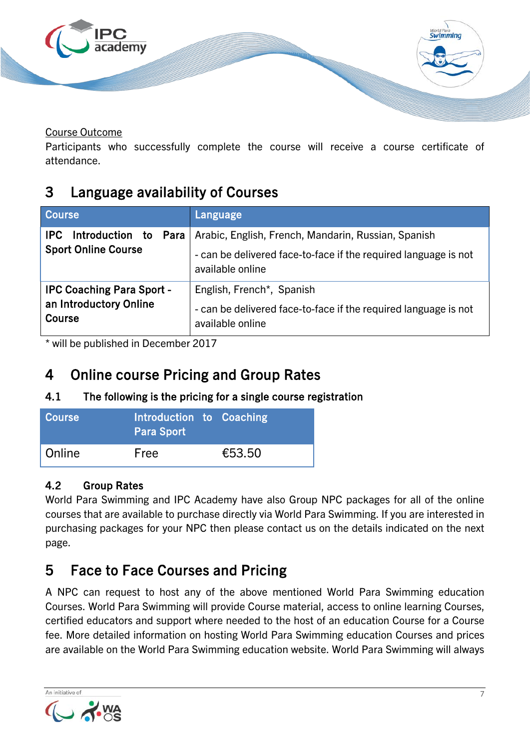Course Outcome
Participants who successfully complete the course will receive a course certificate of attendance.

## 3 Language availability of Courses

| Course | Language |
|---|---|
| **IPC Introduction to Para Sport Online Course** | Arabic, English, French, Mandarin, Russian, Spanish<br>- can be delivered face-to-face if the required language is not available online |
| **IPC Coaching Para Sport - an Introductory Online Course** | English, French*, Spanish<br>- can be delivered face-to-face if the required language is not available online |

\* will be published in December 2017

## 4 Online course Pricing and Group Rates

### 4.1 The following is the pricing for a single course registration

| Course | Introduction to Para Sport | Coaching |
|---|---|---|
| Online | Free | €53.50 |

### 4.2 Group Rates

World Para Swimming and IPC Academy have also Group NPC packages for all of the online courses that are available to purchase directly via World Para Swimming. If you are interested in purchasing packages for your NPC then please contact us on the details indicated on the next page.

## 5 Face to Face Courses and Pricing

A NPC can request to host any of the above mentioned World Para Swimming education Courses. World Para Swimming will provide Course material, access to online learning Courses, certified educators and support where needed to the host of an education Course for a Course fee. More detailed information on hosting World Para Swimming education Courses and prices are available on the World Para Swimming education website. World Para Swimming will always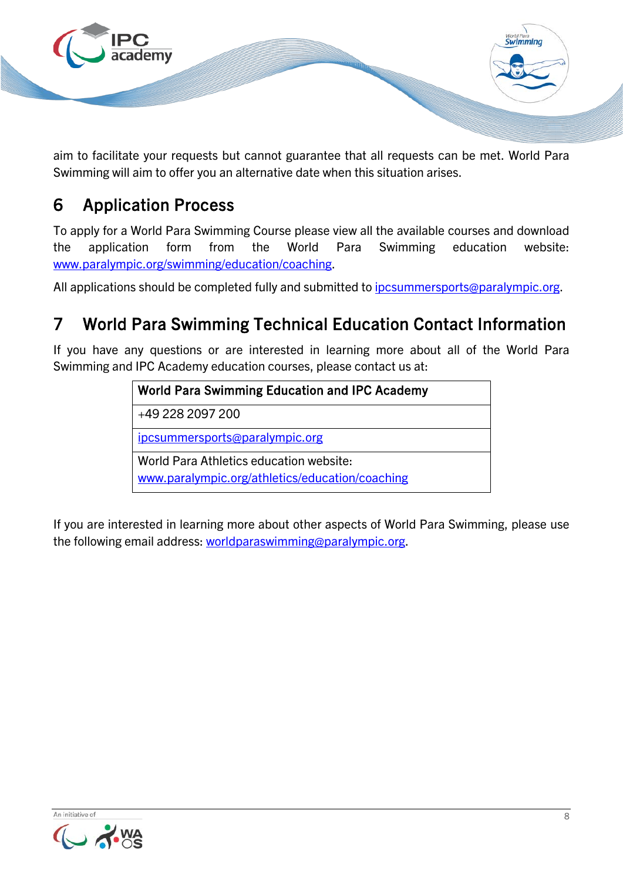aim to facilitate your requests but cannot guarantee that all requests can be met. World Para Swimming will aim to offer you an alternative date when this situation arises.

## 6 Application Process

To apply for a World Para Swimming Course please view all the available courses and download the application form from the World Para Swimming education website: www.paralympic.org/swimming/education/coaching.

All applications should be completed fully and submitted to ipcsummersports@paralympic.org.

## 7 World Para Swimming Technical Education Contact Information

If you have any questions or are interested in learning more about all of the World Para Swimming and IPC Academy education courses, please contact us at:

| **World Para Swimming Education and IPC Academy** |
|---|
| +49 228 2097 200 |
| ipcsummersports@paralympic.org |
| World Para Athletics education website: www.paralympic.org/athletics/education/coaching |

If you are interested in learning more about other aspects of World Para Swimming, please use the following email address: worldparaswimming@paralympic.org.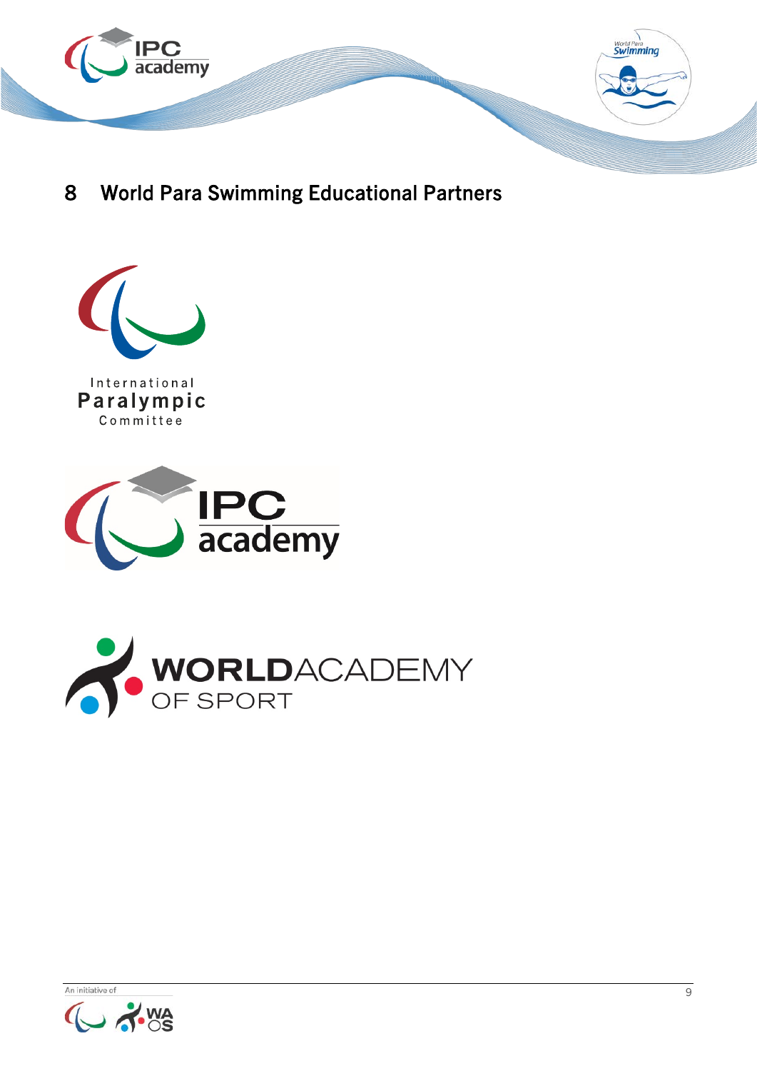## 8 World Para Swimming Educational Partners